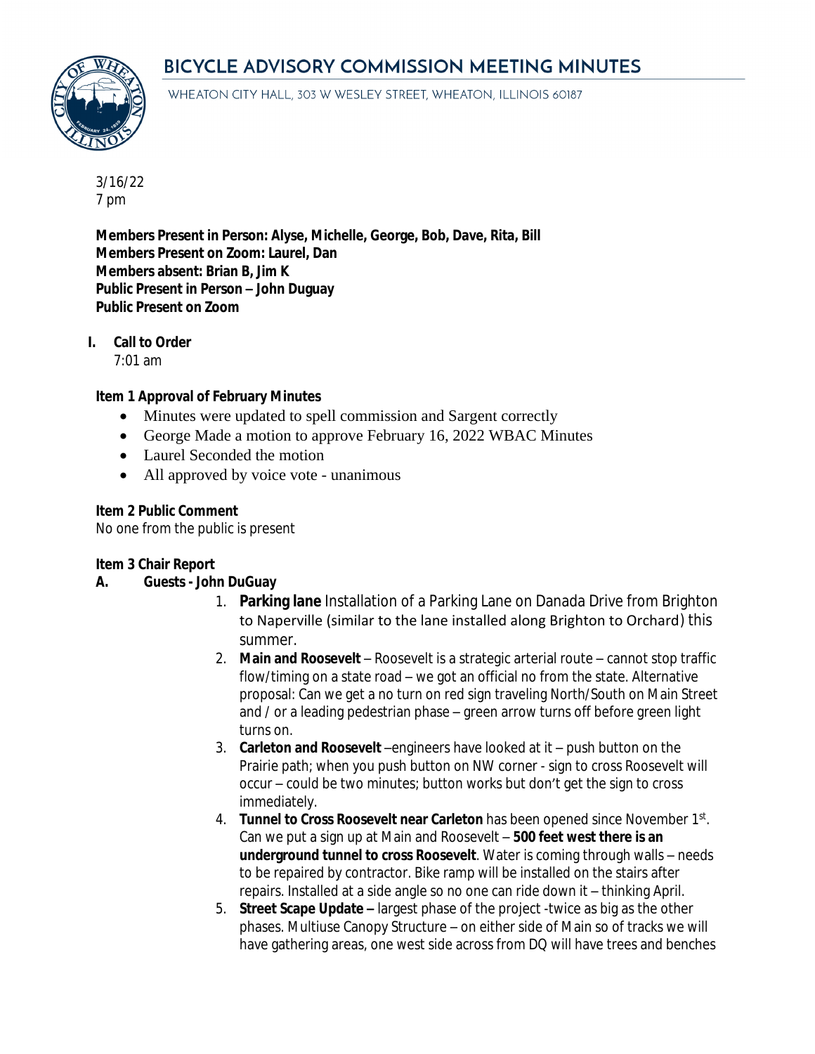# BICYCLE ADVISORY COMMISSION MEETING MINUTES

WHEATON CITY HALL, 303 W WESLEY STREET, WHEATON, ILLINOIS 60187

3/16/22
7 pm

**Members Present in Person: Alyse, Michelle, George, Bob, Dave, Rita, Bill**
**Members Present on Zoom: Laurel, Dan**
**Members absent: Brian B, Jim K**
**Public Present in Person – John Duguay**
**Public Present on Zoom**

**I. Call to Order**
7:01 am

**Item 1 Approval of February Minutes**

- Minutes were updated to spell commission and Sargent correctly
- George Made a motion to approve February 16, 2022 WBAC Minutes
- Laurel Seconded the motion
- All approved by voice vote - unanimous

**Item 2 Public Comment**
No one from the public is present

**Item 3 Chair Report**

**A. Guests - John DuGuay**

1. **Parking lane** Installation of a Parking Lane on Danada Drive from Brighton to Naperville (similar to the lane installed along Brighton to Orchard) this summer.
2. **Main and Roosevelt** – Roosevelt is a strategic arterial route – cannot stop traffic flow/timing on a state road – we got an official no from the state. Alternative proposal: Can we get a no turn on red sign traveling North/South on Main Street and / or a leading pedestrian phase – green arrow turns off before green light turns on.
3. **Carleton and Roosevelt** –engineers have looked at it – push button on the Prairie path; when you push button on NW corner - sign to cross Roosevelt will occur – could be two minutes; button works but don't get the sign to cross immediately.
4. **Tunnel to Cross Roosevelt near Carleton** has been opened since November 1st. Can we put a sign up at Main and Roosevelt – **500 feet west there is an underground tunnel to cross Roosevelt**. Water is coming through walls – needs to be repaired by contractor. Bike ramp will be installed on the stairs after repairs. Installed at a side angle so no one can ride down it – thinking April.
5. **Street Scape Update –** largest phase of the project -twice as big as the other phases. Multiuse Canopy Structure – on either side of Main so of tracks we will have gathering areas, one west side across from DQ will have trees and benches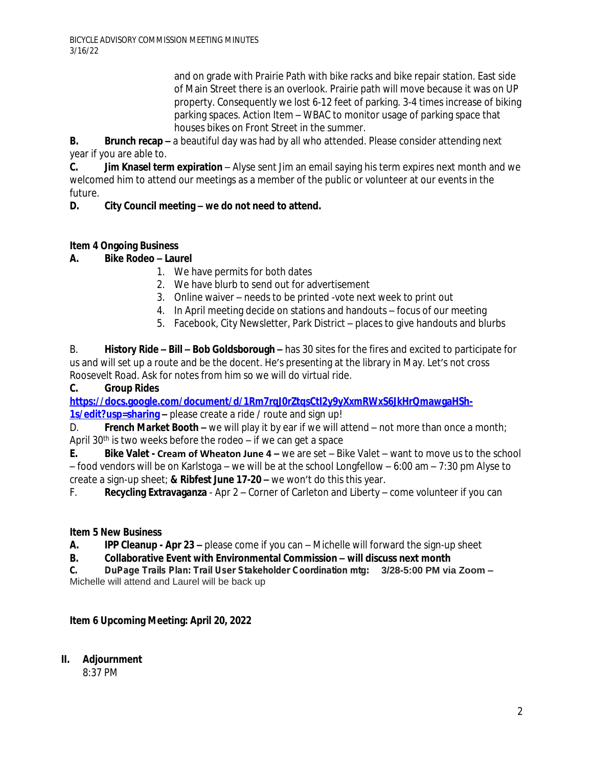and on grade with Prairie Path with bike racks and bike repair station. East side of Main Street there is an overlook. Prairie path will move because it was on UP property. Consequently we lost 6-12 feet of parking. 3-4 times increase of biking parking spaces. Action Item – WBAC to monitor usage of parking space that houses bikes on Front Street in the summer.

**B. Brunch recap –** a beautiful day was had by all who attended. Please consider attending next year if you are able to.

**C. Jim Knasel term expiration** – Alyse sent Jim an email saying his term expires next month and we welcomed him to attend our meetings as a member of the public or volunteer at our events in the future.

**D. City Council meeting – we do not need to attend.**

**Item 4 Ongoing Business**

**A. Bike Rodeo – Laurel**

1. We have permits for both dates
2. We have blurb to send out for advertisement
3. Online waiver – needs to be printed -vote next week to print out
4. In April meeting decide on stations and handouts – focus of our meeting
5. Facebook, City Newsletter, Park District – places to give handouts and blurbs

B. **History Ride – Bill – Bob Goldsborough –** has 30 sites for the fires and excited to participate for us and will set up a route and be the docent. He's presenting at the library in May. Let's not cross Roosevelt Road. Ask for notes from him so we will do virtual ride.

**C. Group Rides**

**https://docs.google.com/document/d/1Rm7rqJ0rZtqsCtI2y9yXxmRWxS6JkHrQmawgaHSh-1s/edit?usp=sharing –** please create a ride / route and sign up!

D. **French Market Booth –** we will play it by ear if we will attend – not more than once a month; April 30th is two weeks before the rodeo – if we can get a space

**E. Bike Valet - Cream of Wheaton June 4 –** we are set – Bike Valet – want to move us to the school – food vendors will be on Karlstoga – we will be at the school Longfellow – 6:00 am – 7:30 pm Alyse to create a sign-up sheet; **& Ribfest June 17-20 –** we won't do this this year.

F. **Recycling Extravaganza** - Apr 2 – Corner of Carleton and Liberty – come volunteer if you can

**Item 5 New Business**

**A. IPP Cleanup - Apr 23 –** please come if you can – Michelle will forward the sign-up sheet

**B. Collaborative Event with Environmental Commission – will discuss next month**

**C. DuPage Trails Plan: Trail User Stakeholder Coordination mtg: 3/28-5:00 PM via Zoom –** Michelle will attend and Laurel will be back up

**Item 6 Upcoming Meeting: April 20, 2022**

## II. Adjournment

8:37 PM